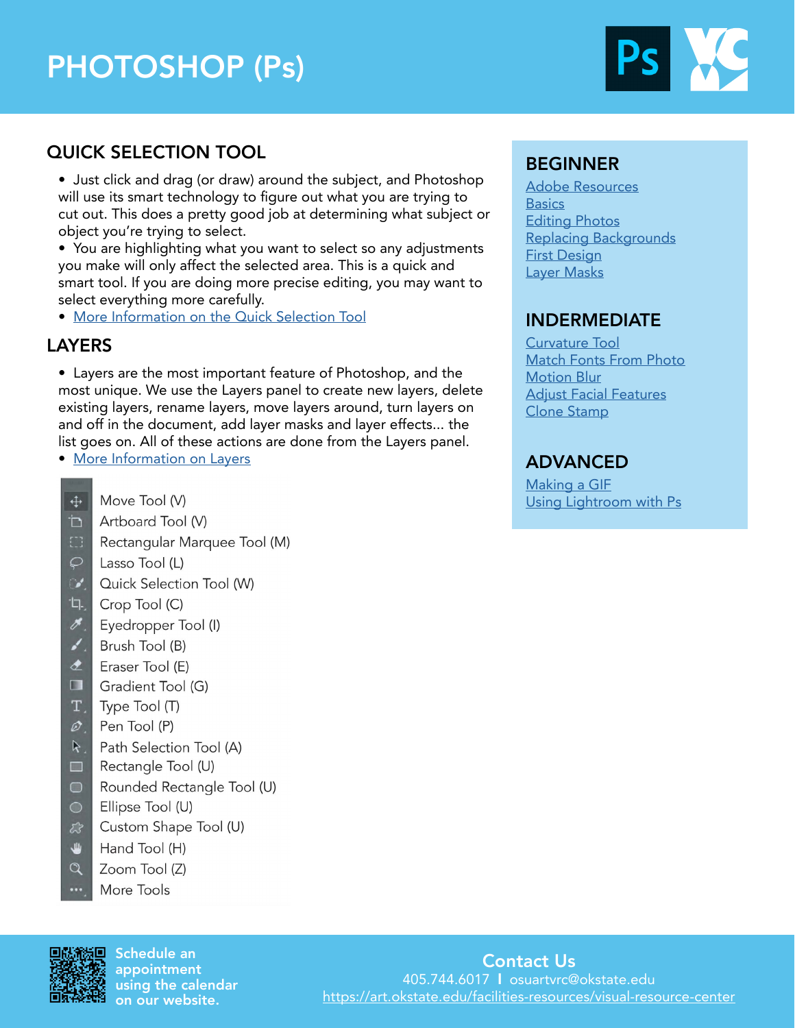# PHOTOSHOP (Ps)

## QUICK SELECTION TOOL

- Just click and drag (or draw) around the subject, and Photoshop will use its smart technology to figure out what you are trying to cut out. This does a pretty good job at determining what subject or object you're trying to select.
- You are highlighting what you want to select so any adjustments you make will only affect the selected area. This is a quick and smart tool. If you are doing more precise editing, you may want to select everything more carefully.
- More Information on the Quick Selection Tool

## LAYERS

- Layers are the most important feature of Photoshop, and the most unique. We use the Layers panel to create new layers, delete existing layers, rename layers, move layers around, turn layers on and off in the document, add layer masks and layer effects... the list goes on. All of these actions are done from the Layers panel.
- More Information on Layers

Move Tool (V)
Artboard Tool (V)
Rectangular Marquee Tool (M)
Lasso Tool (L)
Quick Selection Tool (W)
Crop Tool (C)
Eyedropper Tool (I)
Brush Tool (B)
Eraser Tool (E)
Gradient Tool (G)
Type Tool (T)
Pen Tool (P)
Path Selection Tool (A)
Rectangle Tool (U)
Rounded Rectangle Tool (U)
Ellipse Tool (U)
Custom Shape Tool (U)
Hand Tool (H)
Zoom Tool (Z)
More Tools

## BEGINNER

Adobe Resources
Basics
Editing Photos
Replacing Backgrounds
First Design
Layer Masks

## INDERMEDIATE

Curvature Tool
Match Fonts From Photo
Motion Blur
Adjust Facial Features
Clone Stamp

## ADVANCED

Making a GIF
Using Lightroom with Ps

Schedule an appointment using the calendar on our website.

**Contact Us**
405.744.6017 I osuartvrc@okstate.edu
https://art.okstate.edu/facilities-resources/visual-resource-center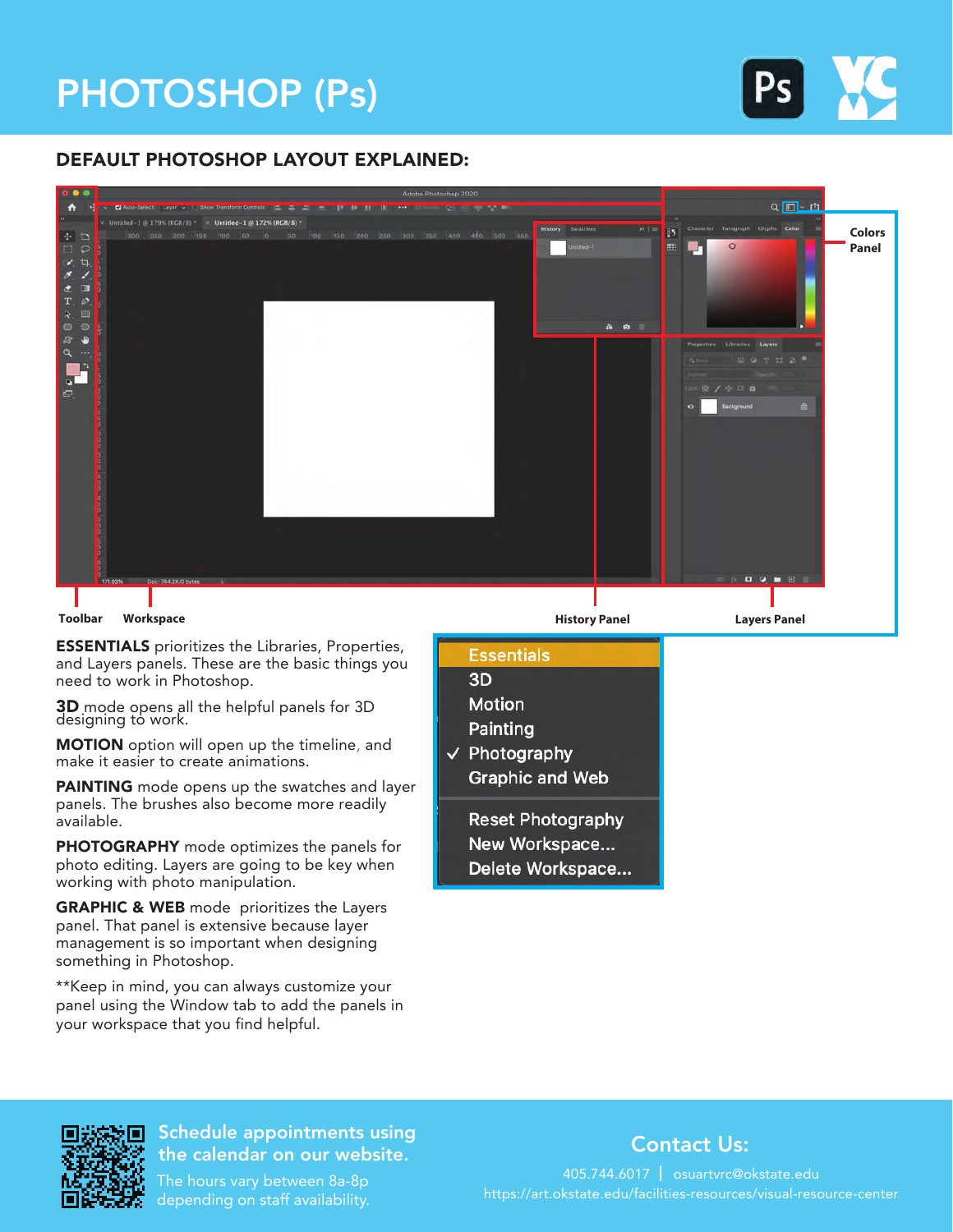# PHOTOSHOP (Ps)

## DEFAULT PHOTOSHOP LAYOUT EXPLAINED:

Colors Panel

Toolbar

Workspace

History Panel

Layers Panel

**ESSENTIALS** prioritizes the Libraries, Properties, and Layers panels. These are the basic things you need to work in Photoshop.

**3D** mode opens all the helpful panels for 3D designing to work.

**MOTION** option will open up the timeline, and make it easier to create animations.

**PAINTING** mode opens up the swatches and layer panels. The brushes also become more readily available.

**PHOTOGRAPHY** mode optimizes the panels for photo editing. Layers are going to be key when working with photo manipulation.

**GRAPHIC & WEB** mode prioritizes the Layers panel. That panel is extensive because layer management is so important when designing something in Photoshop.

**Keep in mind, you can always customize your panel using the Window tab to add the panels in your workspace that you find helpful.

Essentials
3D
Motion
Painting
✓ Photography
Graphic and Web
Reset Photography
New Workspace...
Delete Workspace...

**Schedule appointments using the calendar on our website.**

The hours vary between 8a-8p depending on staff availability.

**Contact Us:**

405.744.6017 | osuartvrc@okstate.edu

https://art.okstate.edu/facilities-resources/visual-resource-center